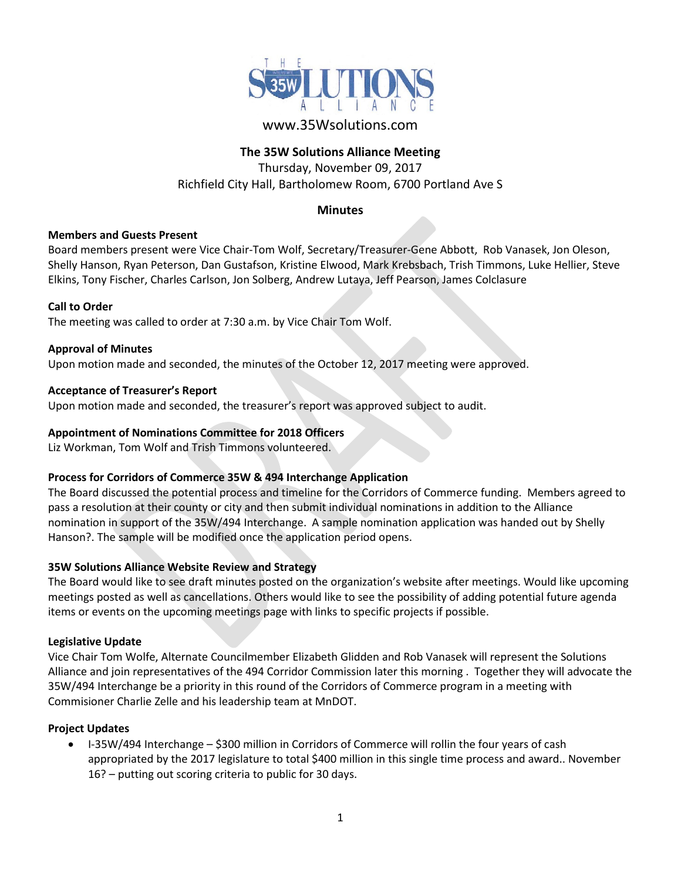# THE 35W SOLUTIONS ALLIANCE

www.35Wsolutions.com

**The 35W Solutions Alliance Meeting**

Thursday, November 09, 2017

Richfield City Hall, Bartholomew Room, 6700 Portland Ave S

## Minutes

**Members and Guests Present**

Board members present were Vice Chair-Tom Wolf, Secretary/Treasurer-Gene Abbott, Rob Vanasek, Jon Oleson, Shelly Hanson, Ryan Peterson, Dan Gustafson, Kristine Elwood, Mark Krebsbach, Trish Timmons, Luke Hellier, Steve Elkins, Tony Fischer, Charles Carlson, Jon Solberg, Andrew Lutaya, Jeff Pearson, James Colclasure

**Call to Order**

The meeting was called to order at 7:30 a.m. by Vice Chair Tom Wolf.

**Approval of Minutes**

Upon motion made and seconded, the minutes of the October 12, 2017 meeting were approved.

**Acceptance of Treasurer's Report**

Upon motion made and seconded, the treasurer's report was approved subject to audit.

**Appointment of Nominations Committee for 2018 Officers**

Liz Workman, Tom Wolf and Trish Timmons volunteered.

**Process for Corridors of Commerce 35W & 494 Interchange Application**

The Board discussed the potential process and timeline for the Corridors of Commerce funding. Members agreed to pass a resolution at their county or city and then submit individual nominations in addition to the Alliance nomination in support of the 35W/494 Interchange. A sample nomination application was handed out by Shelly Hanson?. The sample will be modified once the application period opens.

**35W Solutions Alliance Website Review and Strategy**

The Board would like to see draft minutes posted on the organization's website after meetings. Would like upcoming meetings posted as well as cancellations. Others would like to see the possibility of adding potential future agenda items or events on the upcoming meetings page with links to specific projects if possible.

**Legislative Update**

Vice Chair Tom Wolfe, Alternate Councilmember Elizabeth Glidden and Rob Vanasek will represent the Solutions Alliance and join representatives of the 494 Corridor Commission later this morning . Together they will advocate the 35W/494 Interchange be a priority in this round of the Corridors of Commerce program in a meeting with Commisioner Charlie Zelle and his leadership team at MnDOT.

**Project Updates**

- I-35W/494 Interchange – $300 million in Corridors of Commerce will rollin the four years of cash appropriated by the 2017 legislature to total $400 million in this single time process and award.. November 16? – putting out scoring criteria to public for 30 days.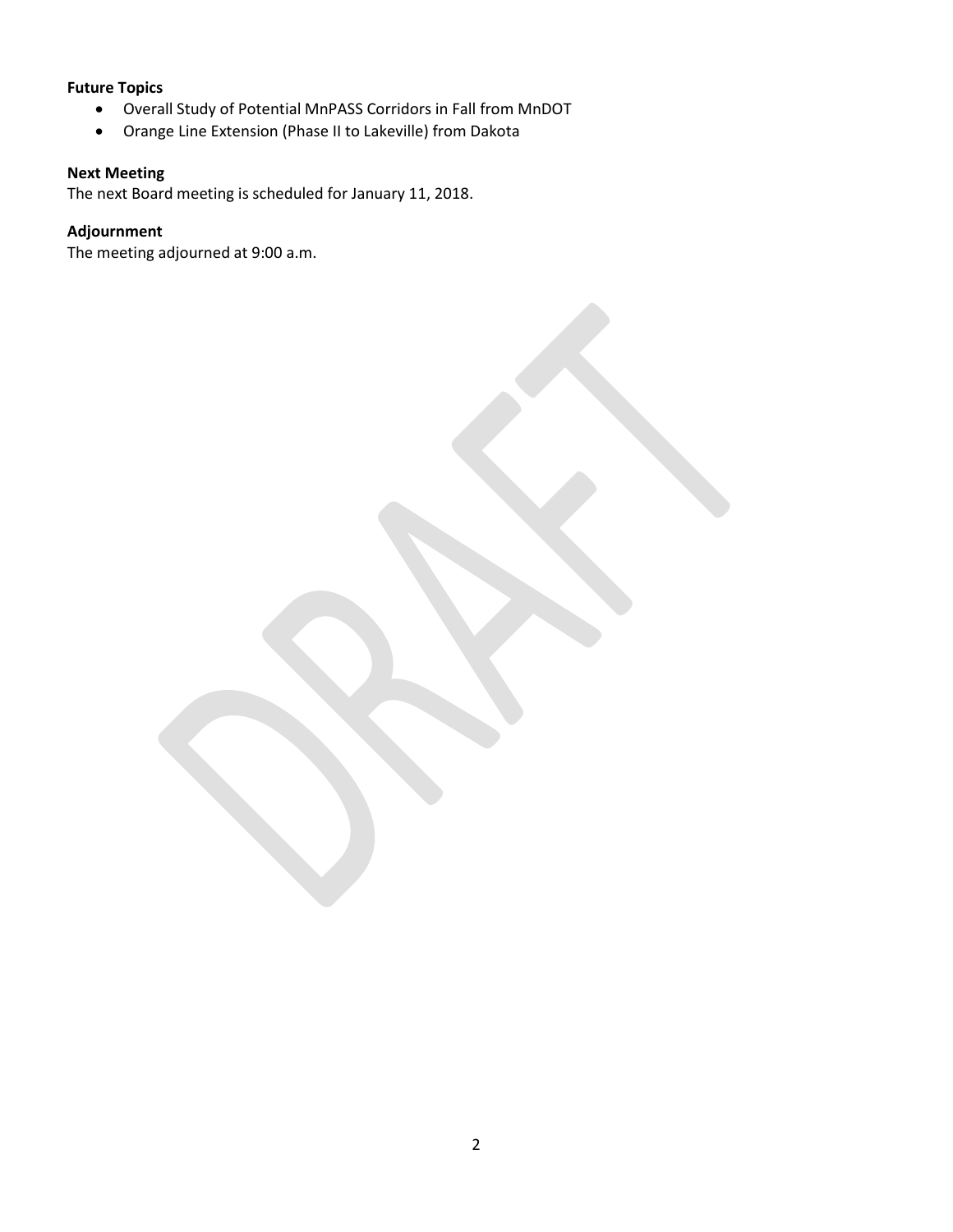**Future Topics**

- Overall Study of Potential MnPASS Corridors in Fall from MnDOT
- Orange Line Extension (Phase II to Lakeville) from Dakota

**Next Meeting**

The next Board meeting is scheduled for January 11, 2018.

**Adjournment**

The meeting adjourned at 9:00 a.m.